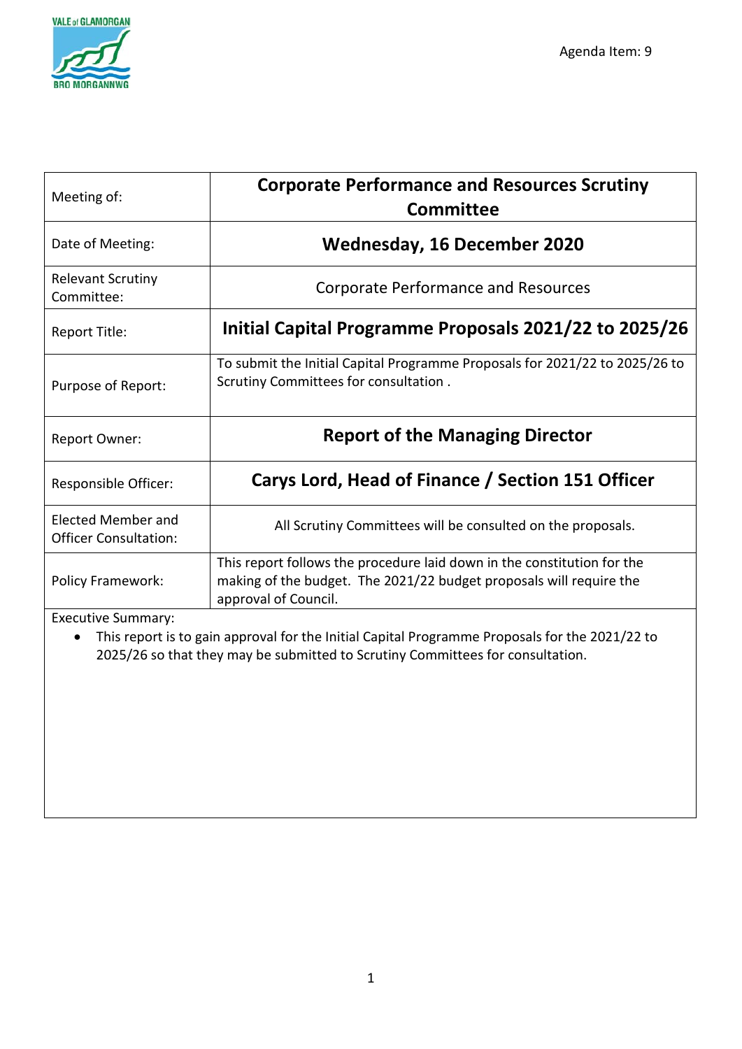Agenda Item: 9

| Meeting of: | **Corporate Performance and Resources Scrutiny Committee** |
| --- | --- |
| Date of Meeting: | **Wednesday, 16 December 2020** |
| Relevant Scrutiny Committee: | Corporate Performance and Resources |
| Report Title: | **Initial Capital Programme Proposals 2021/22 to 2025/26** |
| Purpose of Report: | To submit the Initial Capital Programme Proposals for 2021/22 to 2025/26 to Scrutiny Committees for consultation . |
| Report Owner: | **Report of the Managing Director** |
| Responsible Officer: | **Carys Lord, Head of Finance / Section 151 Officer** |
| Elected Member and Officer Consultation: | All Scrutiny Committees will be consulted on the proposals. |
| Policy Framework: | This report follows the procedure laid down in the constitution for the making of the budget. The 2021/22 budget proposals will require the approval of Council. |

Executive Summary:

- This report is to gain approval for the Initial Capital Programme Proposals for the 2021/22 to 2025/26 so that they may be submitted to Scrutiny Committees for consultation.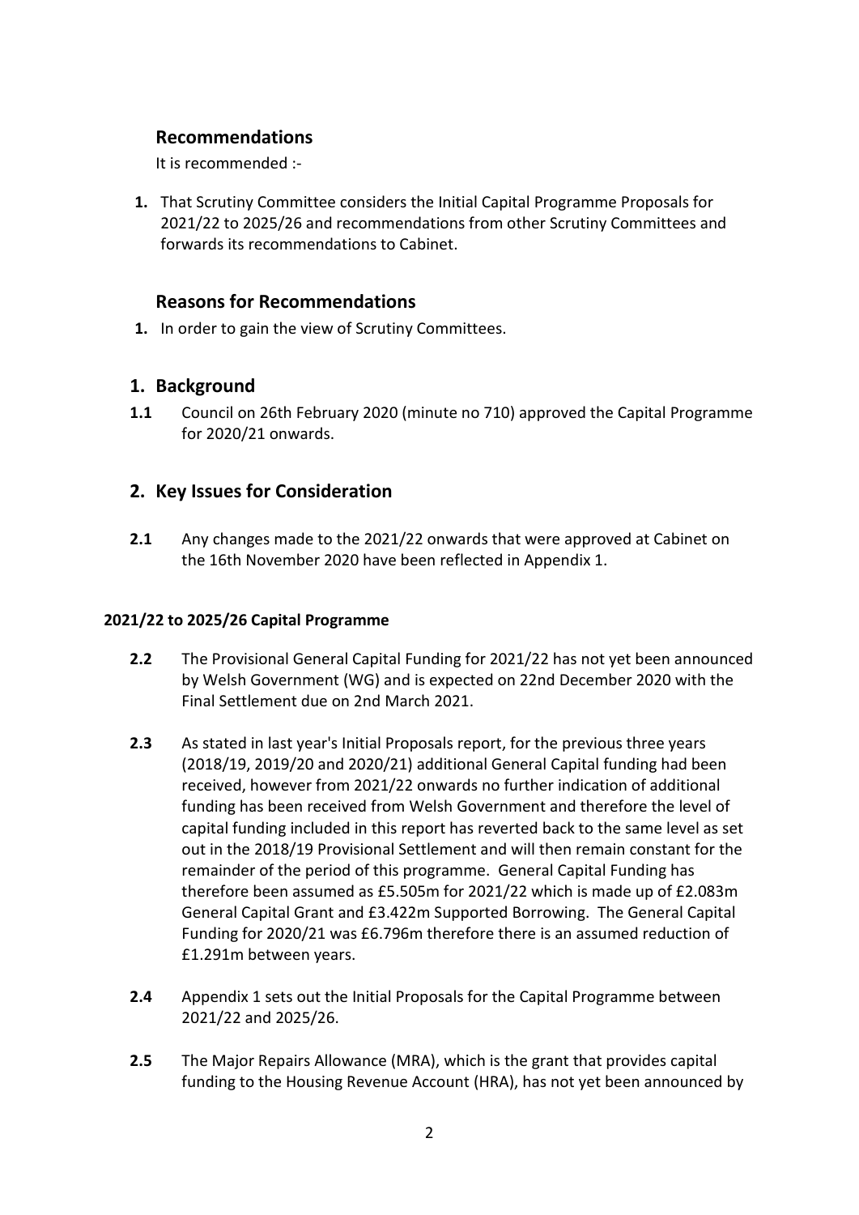## Recommendations

It is recommended :-

1. That Scrutiny Committee considers the Initial Capital Programme Proposals for 2021/22 to 2025/26 and recommendations from other Scrutiny Committees and forwards its recommendations to Cabinet.

## Reasons for Recommendations

1. In order to gain the view of Scrutiny Committees.

## 1. Background

**1.1** Council on 26th February 2020 (minute no 710) approved the Capital Programme for 2020/21 onwards.

## 2. Key Issues for Consideration

**2.1** Any changes made to the 2021/22 onwards that were approved at Cabinet on the 16th November 2020 have been reflected in Appendix 1.

#### 2021/22 to 2025/26 Capital Programme

**2.2** The Provisional General Capital Funding for 2021/22 has not yet been announced by Welsh Government (WG) and is expected on 22nd December 2020 with the Final Settlement due on 2nd March 2021.

**2.3** As stated in last year's Initial Proposals report, for the previous three years (2018/19, 2019/20 and 2020/21) additional General Capital funding had been received, however from 2021/22 onwards no further indication of additional funding has been received from Welsh Government and therefore the level of capital funding included in this report has reverted back to the same level as set out in the 2018/19 Provisional Settlement and will then remain constant for the remainder of the period of this programme. General Capital Funding has therefore been assumed as £5.505m for 2021/22 which is made up of £2.083m General Capital Grant and £3.422m Supported Borrowing. The General Capital Funding for 2020/21 was £6.796m therefore there is an assumed reduction of £1.291m between years.

**2.4** Appendix 1 sets out the Initial Proposals for the Capital Programme between 2021/22 and 2025/26.

**2.5** The Major Repairs Allowance (MRA), which is the grant that provides capital funding to the Housing Revenue Account (HRA), has not yet been announced by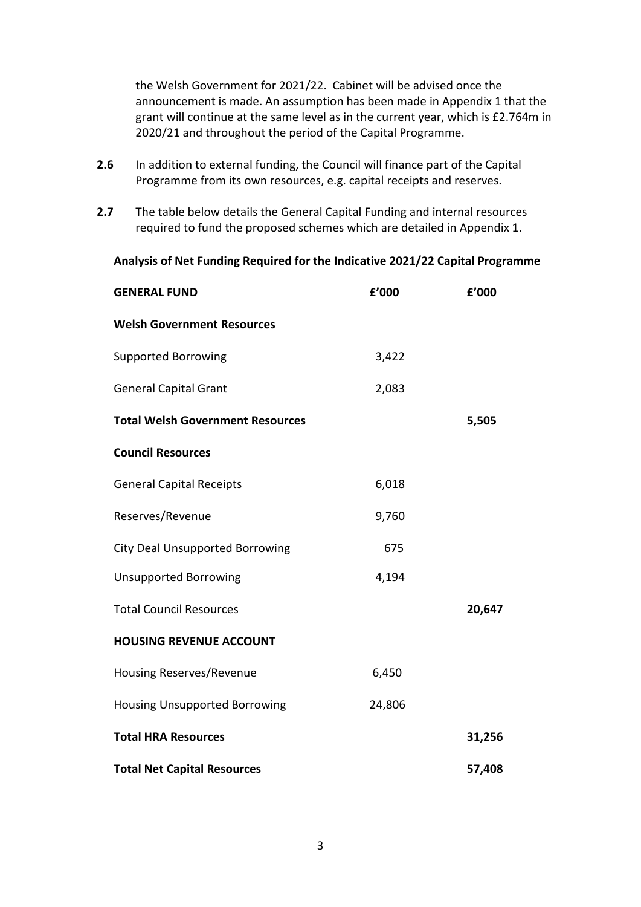the Welsh Government for 2021/22. Cabinet will be advised once the announcement is made. An assumption has been made in Appendix 1 that the grant will continue at the same level as in the current year, which is £2.764m in 2020/21 and throughout the period of the Capital Programme.

**2.6** In addition to external funding, the Council will finance part of the Capital Programme from its own resources, e.g. capital receipts and reserves.

**2.7** The table below details the General Capital Funding and internal resources required to fund the proposed schemes which are detailed in Appendix 1.

**Analysis of Net Funding Required for the Indicative 2021/22 Capital Programme**

| **GENERAL FUND** | **£'000** | **£'000** |
|---|---|---|
| **Welsh Government Resources** | | |
| Supported Borrowing | 3,422 | |
| General Capital Grant | 2,083 | |
| **Total Welsh Government Resources** | | **5,505** |
| **Council Resources** | | |
| General Capital Receipts | 6,018 | |
| Reserves/Revenue | 9,760 | |
| City Deal Unsupported Borrowing | 675 | |
| Unsupported Borrowing | 4,194 | |
| Total Council Resources | | **20,647** |
| **HOUSING REVENUE ACCOUNT** | | |
| Housing Reserves/Revenue | 6,450 | |
| Housing Unsupported Borrowing | 24,806 | |
| **Total HRA Resources** | | **31,256** |
| **Total Net Capital Resources** | | **57,408** |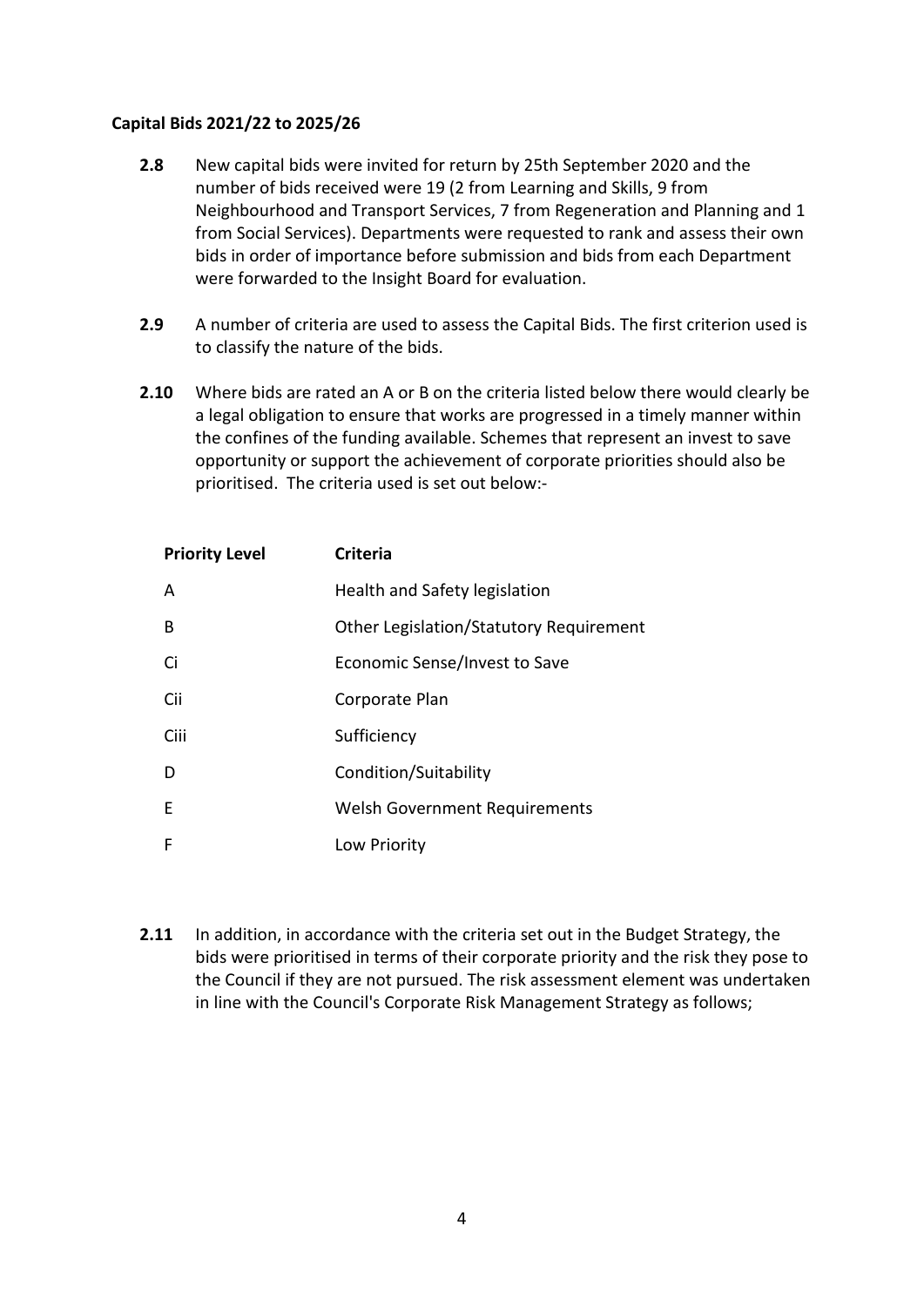**Capital Bids 2021/22 to 2025/26**

**2.8** New capital bids were invited for return by 25th September 2020 and the number of bids received were 19 (2 from Learning and Skills, 9 from Neighbourhood and Transport Services, 7 from Regeneration and Planning and 1 from Social Services). Departments were requested to rank and assess their own bids in order of importance before submission and bids from each Department were forwarded to the Insight Board for evaluation.

**2.9** A number of criteria are used to assess the Capital Bids. The first criterion used is to classify the nature of the bids.

**2.10** Where bids are rated an A or B on the criteria listed below there would clearly be a legal obligation to ensure that works are progressed in a timely manner within the confines of the funding available. Schemes that represent an invest to save opportunity or support the achievement of corporate priorities should also be prioritised. The criteria used is set out below:-

| Priority Level | Criteria |
| --- | --- |
| A | Health and Safety legislation |
| B | Other Legislation/Statutory Requirement |
| Ci | Economic Sense/Invest to Save |
| Cii | Corporate Plan |
| Ciii | Sufficiency |
| D | Condition/Suitability |
| E | Welsh Government Requirements |
| F | Low Priority |

**2.11** In addition, in accordance with the criteria set out in the Budget Strategy, the bids were prioritised in terms of their corporate priority and the risk they pose to the Council if they are not pursued. The risk assessment element was undertaken in line with the Council's Corporate Risk Management Strategy as follows;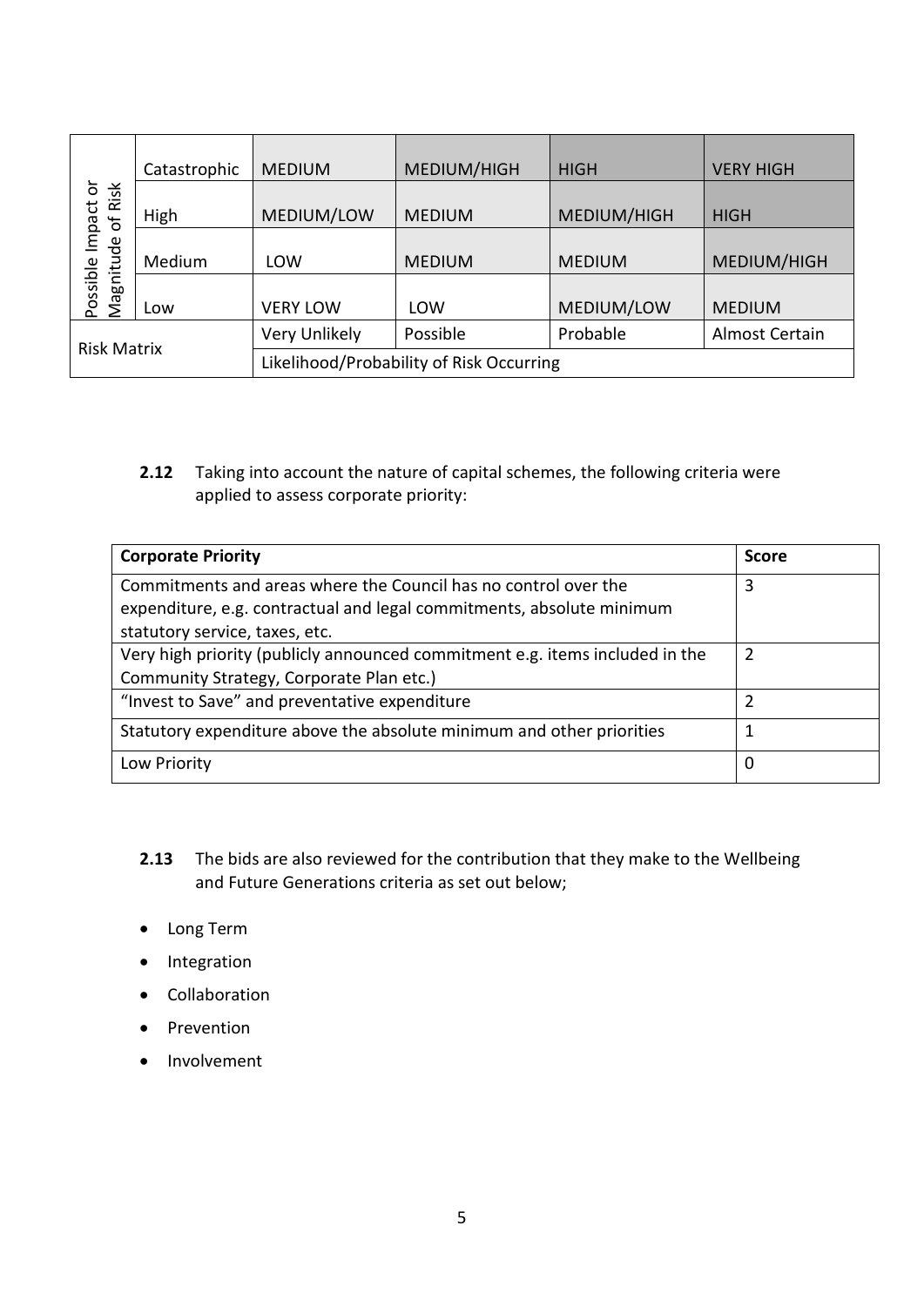| Possible Impact or Magnitude of Risk | | | | | |
|---|---|---|---|---|---|
| | Catastrophic | MEDIUM | MEDIUM/HIGH | HIGH | VERY HIGH |
| | High | MEDIUM/LOW | MEDIUM | MEDIUM/HIGH | HIGH |
| | Medium | LOW | MEDIUM | MEDIUM | MEDIUM/HIGH |
| | Low | VERY LOW | LOW | MEDIUM/LOW | MEDIUM |
| Risk Matrix | | Very Unlikely | Possible | Probable | Almost Certain |
| | | Likelihood/Probability of Risk Occurring | | | |

**2.12** Taking into account the nature of capital schemes, the following criteria were applied to assess corporate priority:

| Corporate Priority | Score |
|---|---|
| Commitments and areas where the Council has no control over the expenditure, e.g. contractual and legal commitments, absolute minimum statutory service, taxes, etc. | 3 |
| Very high priority (publicly announced commitment e.g. items included in the Community Strategy, Corporate Plan etc.) | 2 |
| "Invest to Save" and preventative expenditure | 2 |
| Statutory expenditure above the absolute minimum and other priorities | 1 |
| Low Priority | 0 |

**2.13** The bids are also reviewed for the contribution that they make to the Wellbeing and Future Generations criteria as set out below;

- Long Term
- Integration
- Collaboration
- Prevention
- Involvement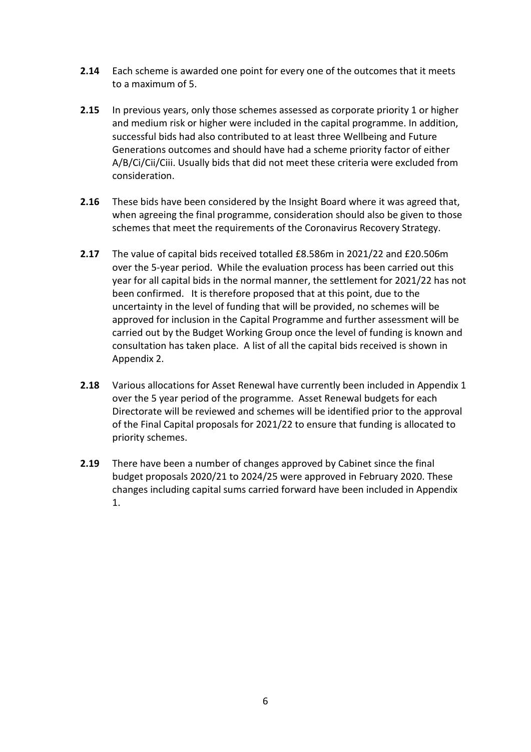**2.14** Each scheme is awarded one point for every one of the outcomes that it meets to a maximum of 5.

**2.15** In previous years, only those schemes assessed as corporate priority 1 or higher and medium risk or higher were included in the capital programme. In addition, successful bids had also contributed to at least three Wellbeing and Future Generations outcomes and should have had a scheme priority factor of either A/B/Ci/Cii/Ciii. Usually bids that did not meet these criteria were excluded from consideration.

**2.16** These bids have been considered by the Insight Board where it was agreed that, when agreeing the final programme, consideration should also be given to those schemes that meet the requirements of the Coronavirus Recovery Strategy.

**2.17** The value of capital bids received totalled £8.586m in 2021/22 and £20.506m over the 5-year period. While the evaluation process has been carried out this year for all capital bids in the normal manner, the settlement for 2021/22 has not been confirmed. It is therefore proposed that at this point, due to the uncertainty in the level of funding that will be provided, no schemes will be approved for inclusion in the Capital Programme and further assessment will be carried out by the Budget Working Group once the level of funding is known and consultation has taken place. A list of all the capital bids received is shown in Appendix 2.

**2.18** Various allocations for Asset Renewal have currently been included in Appendix 1 over the 5 year period of the programme. Asset Renewal budgets for each Directorate will be reviewed and schemes will be identified prior to the approval of the Final Capital proposals for 2021/22 to ensure that funding is allocated to priority schemes.

**2.19** There have been a number of changes approved by Cabinet since the final budget proposals 2020/21 to 2024/25 were approved in February 2020. These changes including capital sums carried forward have been included in Appendix 1.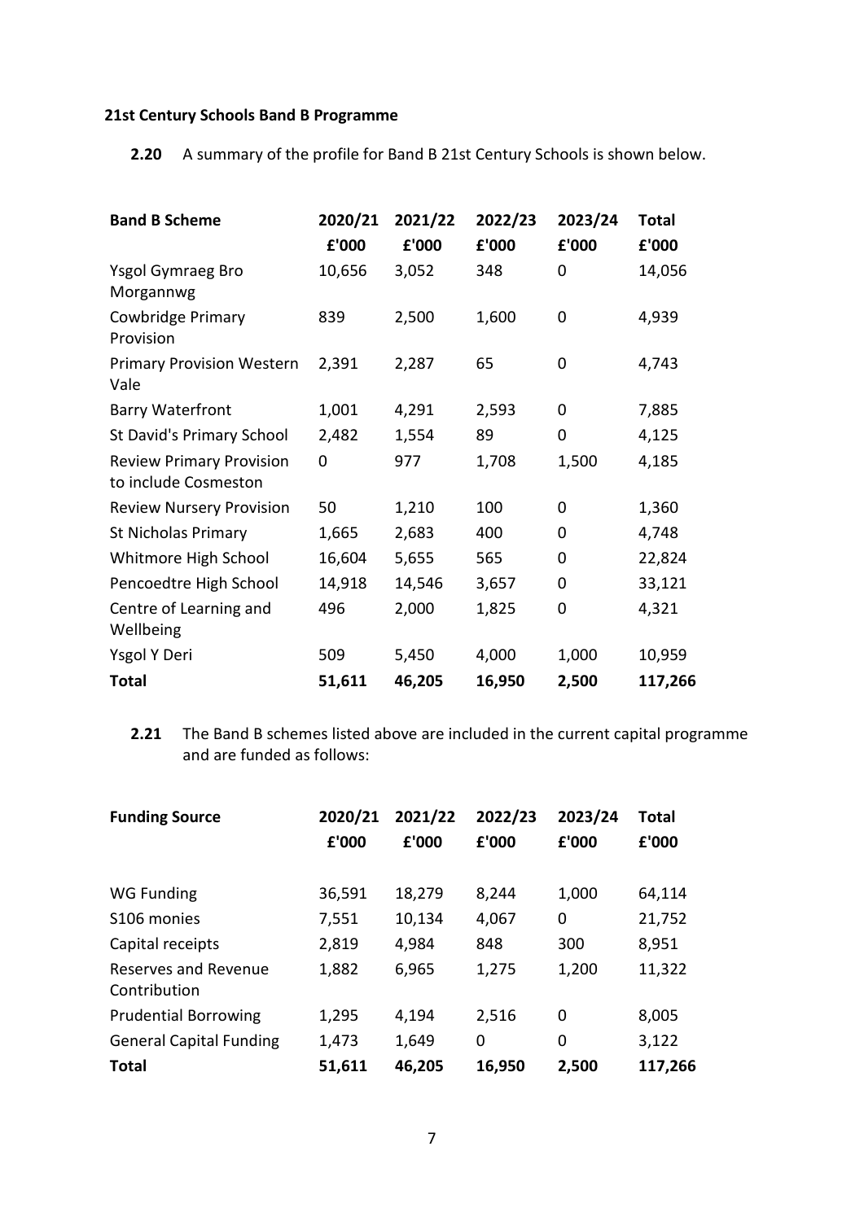**21st Century Schools Band B Programme**

**2.20** A summary of the profile for Band B 21st Century Schools is shown below.

| Band B Scheme | 2020/21 £'000 | 2021/22 £'000 | 2022/23 £'000 | 2023/24 £'000 | Total £'000 |
|---|---|---|---|---|---|
| Ysgol Gymraeg Bro Morgannwg | 10,656 | 3,052 | 348 | 0 | 14,056 |
| Cowbridge Primary Provision | 839 | 2,500 | 1,600 | 0 | 4,939 |
| Primary Provision Western Vale | 2,391 | 2,287 | 65 | 0 | 4,743 |
| Barry Waterfront | 1,001 | 4,291 | 2,593 | 0 | 7,885 |
| St David's Primary School | 2,482 | 1,554 | 89 | 0 | 4,125 |
| Review Primary Provision to include Cosmeston | 0 | 977 | 1,708 | 1,500 | 4,185 |
| Review Nursery Provision | 50 | 1,210 | 100 | 0 | 1,360 |
| St Nicholas Primary | 1,665 | 2,683 | 400 | 0 | 4,748 |
| Whitmore High School | 16,604 | 5,655 | 565 | 0 | 22,824 |
| Pencoedtre High School | 14,918 | 14,546 | 3,657 | 0 | 33,121 |
| Centre of Learning and Wellbeing | 496 | 2,000 | 1,825 | 0 | 4,321 |
| Ysgol Y Deri | 509 | 5,450 | 4,000 | 1,000 | 10,959 |
| **Total** | **51,611** | **46,205** | **16,950** | **2,500** | **117,266** |

**2.21** The Band B schemes listed above are included in the current capital programme and are funded as follows:

| Funding Source | 2020/21 £'000 | 2021/22 £'000 | 2022/23 £'000 | 2023/24 £'000 | Total £'000 |
|---|---|---|---|---|---|
| WG Funding | 36,591 | 18,279 | 8,244 | 1,000 | 64,114 |
| S106 monies | 7,551 | 10,134 | 4,067 | 0 | 21,752 |
| Capital receipts | 2,819 | 4,984 | 848 | 300 | 8,951 |
| Reserves and Revenue Contribution | 1,882 | 6,965 | 1,275 | 1,200 | 11,322 |
| Prudential Borrowing | 1,295 | 4,194 | 2,516 | 0 | 8,005 |
| General Capital Funding | 1,473 | 1,649 | 0 | 0 | 3,122 |
| **Total** | **51,611** | **46,205** | **16,950** | **2,500** | **117,266** |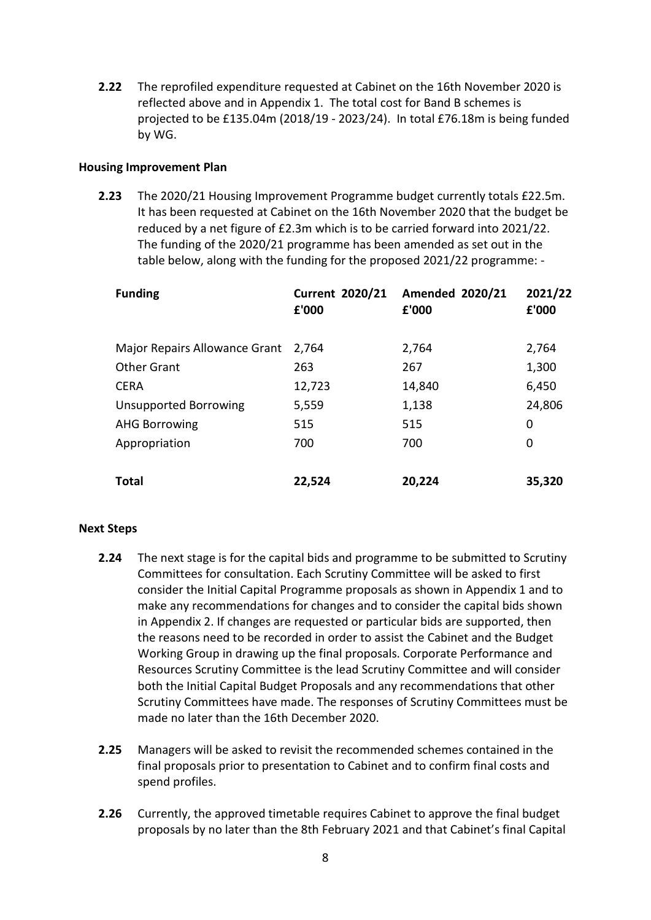**2.22** The reprofiled expenditure requested at Cabinet on the 16th November 2020 is reflected above and in Appendix 1. The total cost for Band B schemes is projected to be £135.04m (2018/19 - 2023/24). In total £76.18m is being funded by WG.

### Housing Improvement Plan

**2.23** The 2020/21 Housing Improvement Programme budget currently totals £22.5m. It has been requested at Cabinet on the 16th November 2020 that the budget be reduced by a net figure of £2.3m which is to be carried forward into 2021/22. The funding of the 2020/21 programme has been amended as set out in the table below, along with the funding for the proposed 2021/22 programme: -

| Funding | Current 2020/21 £'000 | Amended 2020/21 £'000 | 2021/22 £'000 |
|---|---|---|---|
| Major Repairs Allowance Grant | 2,764 | 2,764 | 2,764 |
| Other Grant | 263 | 267 | 1,300 |
| CERA | 12,723 | 14,840 | 6,450 |
| Unsupported Borrowing | 5,559 | 1,138 | 24,806 |
| AHG Borrowing | 515 | 515 | 0 |
| Appropriation | 700 | 700 | 0 |
| **Total** | **22,524** | **20,224** | **35,320** |

### Next Steps

**2.24** The next stage is for the capital bids and programme to be submitted to Scrutiny Committees for consultation. Each Scrutiny Committee will be asked to first consider the Initial Capital Programme proposals as shown in Appendix 1 and to make any recommendations for changes and to consider the capital bids shown in Appendix 2. If changes are requested or particular bids are supported, then the reasons need to be recorded in order to assist the Cabinet and the Budget Working Group in drawing up the final proposals. Corporate Performance and Resources Scrutiny Committee is the lead Scrutiny Committee and will consider both the Initial Capital Budget Proposals and any recommendations that other Scrutiny Committees have made. The responses of Scrutiny Committees must be made no later than the 16th December 2020.

**2.25** Managers will be asked to revisit the recommended schemes contained in the final proposals prior to presentation to Cabinet and to confirm final costs and spend profiles.

**2.26** Currently, the approved timetable requires Cabinet to approve the final budget proposals by no later than the 8th February 2021 and that Cabinet's final Capital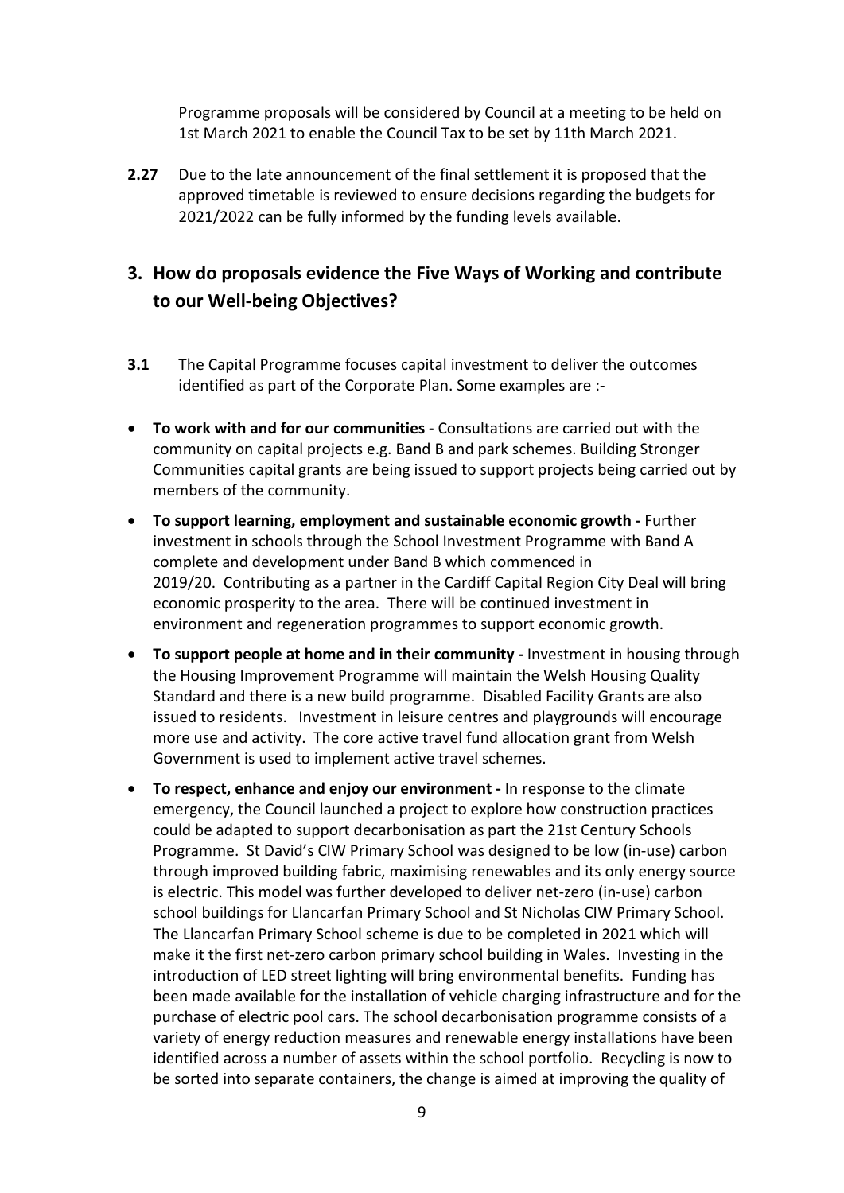Programme proposals will be considered by Council at a meeting to be held on 1st March 2021 to enable the Council Tax to be set by 11th March 2021.

**2.27** Due to the late announcement of the final settlement it is proposed that the approved timetable is reviewed to ensure decisions regarding the budgets for 2021/2022 can be fully informed by the funding levels available.

## 3. How do proposals evidence the Five Ways of Working and contribute to our Well-being Objectives?

**3.1** The Capital Programme focuses capital investment to deliver the outcomes identified as part of the Corporate Plan. Some examples are :-

- **To work with and for our communities -** Consultations are carried out with the community on capital projects e.g. Band B and park schemes. Building Stronger Communities capital grants are being issued to support projects being carried out by members of the community.
- **To support learning, employment and sustainable economic growth -** Further investment in schools through the School Investment Programme with Band A complete and development under Band B which commenced in 2019/20. Contributing as a partner in the Cardiff Capital Region City Deal will bring economic prosperity to the area. There will be continued investment in environment and regeneration programmes to support economic growth.
- **To support people at home and in their community -** Investment in housing through the Housing Improvement Programme will maintain the Welsh Housing Quality Standard and there is a new build programme. Disabled Facility Grants are also issued to residents. Investment in leisure centres and playgrounds will encourage more use and activity. The core active travel fund allocation grant from Welsh Government is used to implement active travel schemes.
- **To respect, enhance and enjoy our environment -** In response to the climate emergency, the Council launched a project to explore how construction practices could be adapted to support decarbonisation as part the 21st Century Schools Programme. St David's CIW Primary School was designed to be low (in-use) carbon through improved building fabric, maximising renewables and its only energy source is electric. This model was further developed to deliver net-zero (in-use) carbon school buildings for Llancarfan Primary School and St Nicholas CIW Primary School. The Llancarfan Primary School scheme is due to be completed in 2021 which will make it the first net-zero carbon primary school building in Wales. Investing in the introduction of LED street lighting will bring environmental benefits. Funding has been made available for the installation of vehicle charging infrastructure and for the purchase of electric pool cars. The school decarbonisation programme consists of a variety of energy reduction measures and renewable energy installations have been identified across a number of assets within the school portfolio. Recycling is now to be sorted into separate containers, the change is aimed at improving the quality of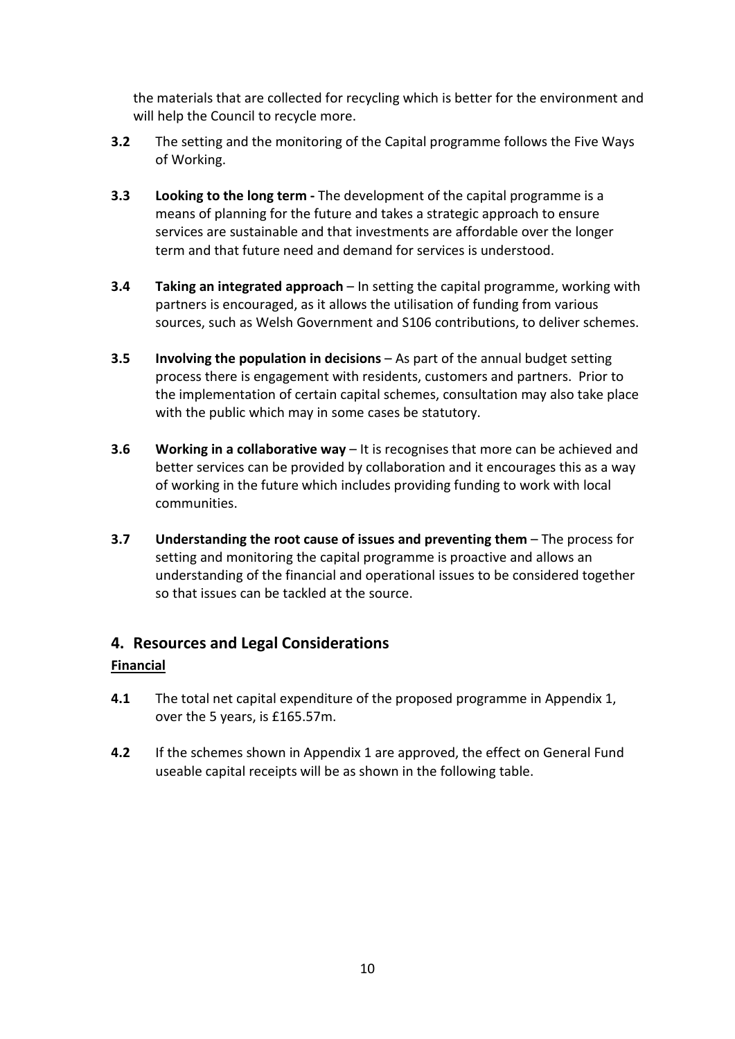the materials that are collected for recycling which is better for the environment and will help the Council to recycle more.

**3.2** The setting and the monitoring of the Capital programme follows the Five Ways of Working.

**3.3** **Looking to the long term -** The development of the capital programme is a means of planning for the future and takes a strategic approach to ensure services are sustainable and that investments are affordable over the longer term and that future need and demand for services is understood.

**3.4** **Taking an integrated approach** – In setting the capital programme, working with partners is encouraged, as it allows the utilisation of funding from various sources, such as Welsh Government and S106 contributions, to deliver schemes.

**3.5** **Involving the population in decisions** – As part of the annual budget setting process there is engagement with residents, customers and partners. Prior to the implementation of certain capital schemes, consultation may also take place with the public which may in some cases be statutory.

**3.6** **Working in a collaborative way** – It is recognises that more can be achieved and better services can be provided by collaboration and it encourages this as a way of working in the future which includes providing funding to work with local communities.

**3.7** **Understanding the root cause of issues and preventing them** – The process for setting and monitoring the capital programme is proactive and allows an understanding of the financial and operational issues to be considered together so that issues can be tackled at the source.

## 4. Resources and Legal Considerations

**Financial**

**4.1** The total net capital expenditure of the proposed programme in Appendix 1, over the 5 years, is £165.57m.

**4.2** If the schemes shown in Appendix 1 are approved, the effect on General Fund useable capital receipts will be as shown in the following table.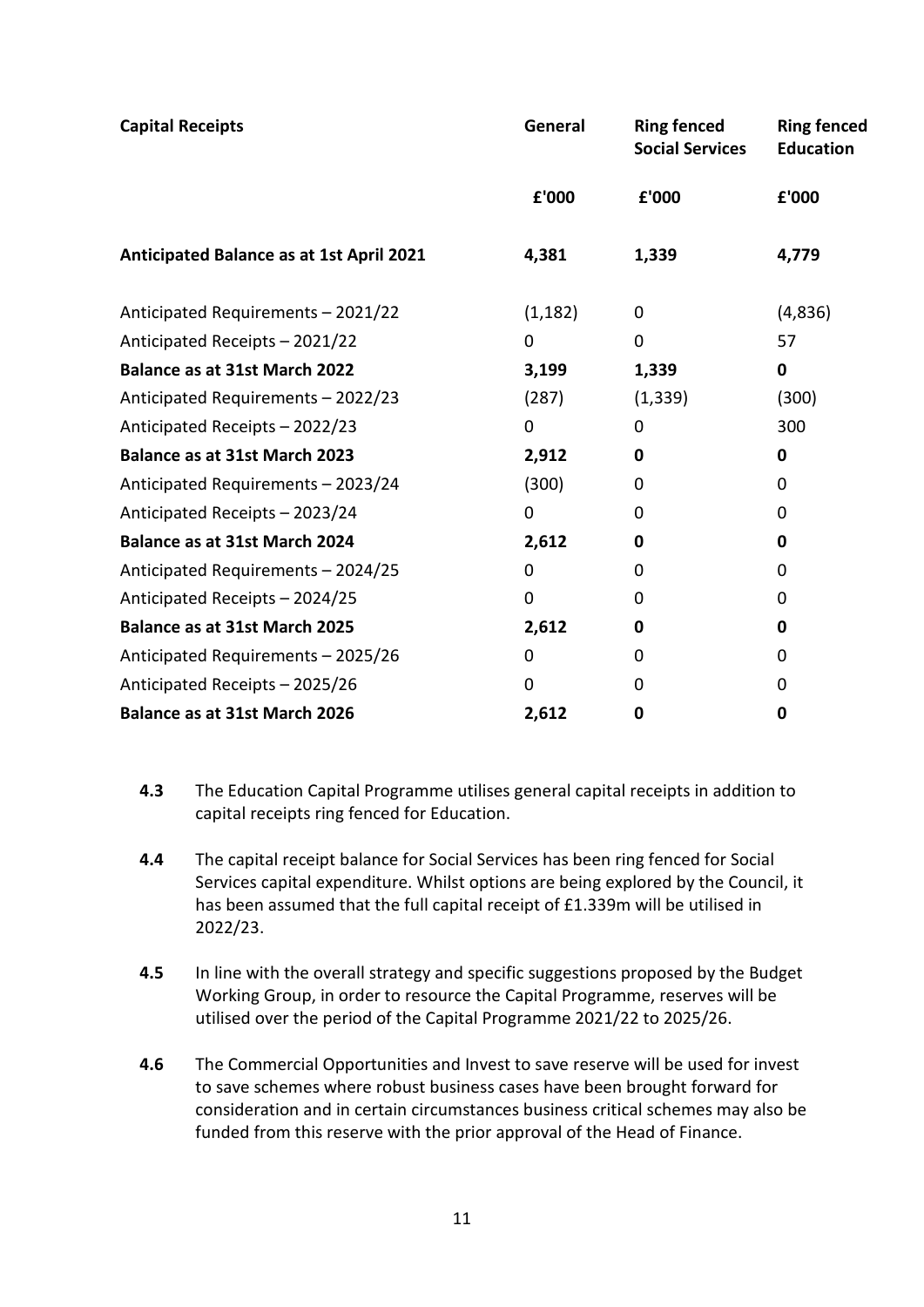| **Capital Receipts** | **General** | **Ring fenced Social Services** | **Ring fenced Education** |
|---|---|---|---|
| | **£'000** | **£'000** | **£'000** |
| **Anticipated Balance as at 1st April 2021** | **4,381** | **1,339** | **4,779** |
| Anticipated Requirements – 2021/22 | (1,182) | 0 | (4,836) |
| Anticipated Receipts – 2021/22 | 0 | 0 | 57 |
| **Balance as at 31st March 2022** | **3,199** | **1,339** | **0** |
| Anticipated Requirements – 2022/23 | (287) | (1,339) | (300) |
| Anticipated Receipts – 2022/23 | 0 | 0 | 300 |
| **Balance as at 31st March 2023** | **2,912** | **0** | **0** |
| Anticipated Requirements – 2023/24 | (300) | 0 | 0 |
| Anticipated Receipts – 2023/24 | 0 | 0 | 0 |
| **Balance as at 31st March 2024** | **2,612** | **0** | **0** |
| Anticipated Requirements – 2024/25 | 0 | 0 | 0 |
| Anticipated Receipts – 2024/25 | 0 | 0 | 0 |
| **Balance as at 31st March 2025** | **2,612** | **0** | **0** |
| Anticipated Requirements – 2025/26 | 0 | 0 | 0 |
| Anticipated Receipts – 2025/26 | 0 | 0 | 0 |
| **Balance as at 31st March 2026** | **2,612** | **0** | **0** |

**4.3** The Education Capital Programme utilises general capital receipts in addition to capital receipts ring fenced for Education.

**4.4** The capital receipt balance for Social Services has been ring fenced for Social Services capital expenditure. Whilst options are being explored by the Council, it has been assumed that the full capital receipt of £1.339m will be utilised in 2022/23.

**4.5** In line with the overall strategy and specific suggestions proposed by the Budget Working Group, in order to resource the Capital Programme, reserves will be utilised over the period of the Capital Programme 2021/22 to 2025/26.

**4.6** The Commercial Opportunities and Invest to save reserve will be used for invest to save schemes where robust business cases have been brought forward for consideration and in certain circumstances business critical schemes may also be funded from this reserve with the prior approval of the Head of Finance.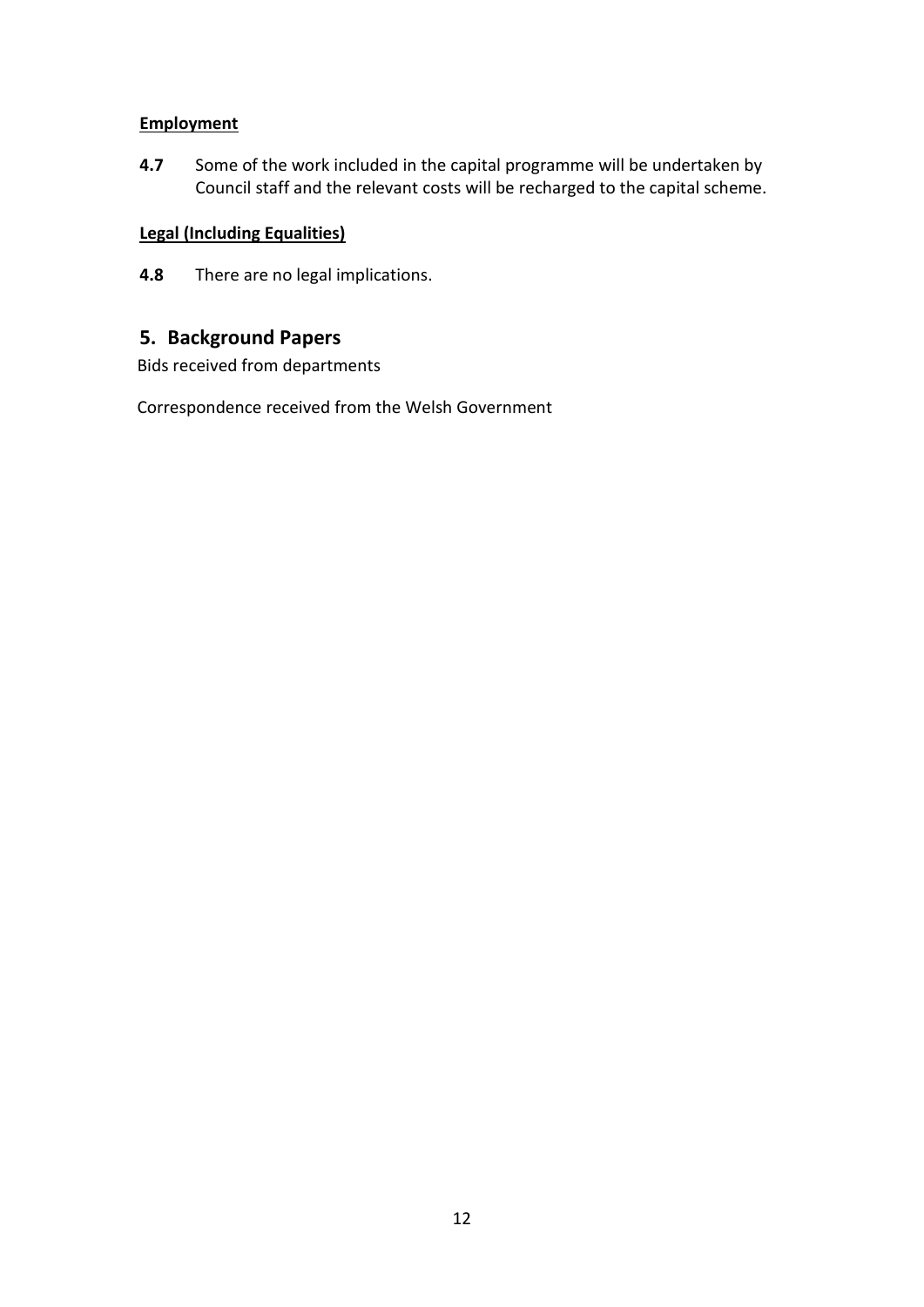**Employment**

**4.7** Some of the work included in the capital programme will be undertaken by Council staff and the relevant costs will be recharged to the capital scheme.

**Legal (Including Equalities)**

**4.8** There are no legal implications.

## 5. Background Papers

Bids received from departments

Correspondence received from the Welsh Government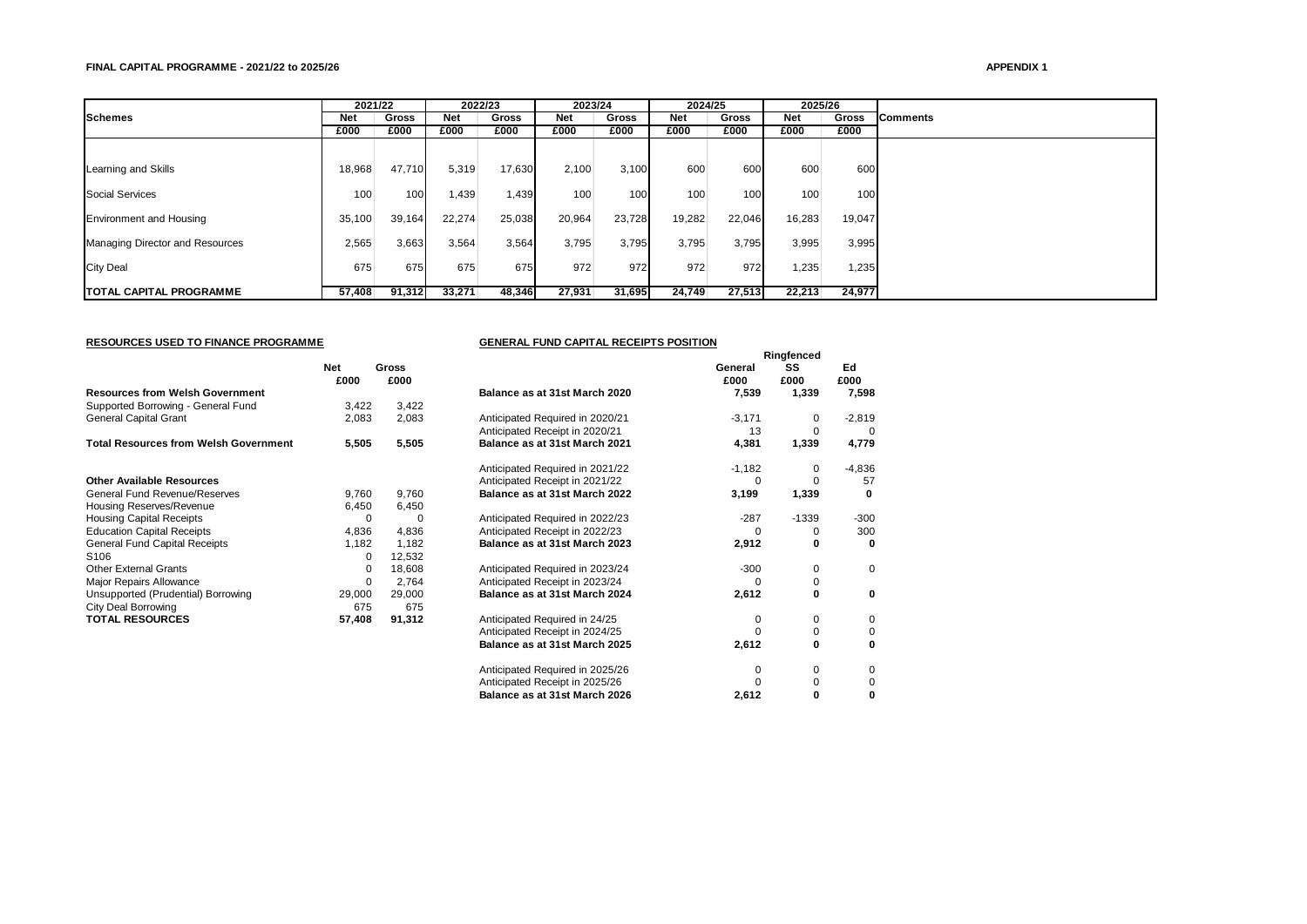**FINAL CAPITAL PROGRAMME - 2021/22 to 2025/26**

**APPENDIX 1**

| Schemes | 2021/22 | | 2022/23 | | 2023/24 | | 2024/25 | | 2025/26 | | Comments |
|---|---|---|---|---|---|---|---|---|---|---|---|
| | Net | Gross | Net | Gross | Net | Gross | Net | Gross | Net | Gross | |
| | £000 | £000 | £000 | £000 | £000 | £000 | £000 | £000 | £000 | £000 | |
| Learning and Skills | 18,968 | 47,710 | 5,319 | 17,630 | 2,100 | 3,100 | 600 | 600 | 600 | 600 | |
| Social Services | 100 | 100 | 1,439 | 1,439 | 100 | 100 | 100 | 100 | 100 | 100 | |
| Environment and Housing | 35,100 | 39,164 | 22,274 | 25,038 | 20,964 | 23,728 | 19,282 | 22,046 | 16,283 | 19,047 | |
| Managing Director and Resources | 2,565 | 3,663 | 3,564 | 3,564 | 3,795 | 3,795 | 3,795 | 3,795 | 3,995 | 3,995 | |
| City Deal | 675 | 675 | 675 | 675 | 972 | 972 | 972 | 972 | 1,235 | 1,235 | |
| **TOTAL CAPITAL PROGRAMME** | **57,408** | **91,312** | **33,271** | **48,346** | **27,931** | **31,695** | **24,749** | **27,513** | **22,213** | **24,977** | |

**RESOURCES USED TO FINANCE PROGRAMME**

| | Net £000 | Gross £000 |
|---|---|---|
| **Resources from Welsh Government** | | |
| Supported Borrowing - General Fund | 3,422 | 3,422 |
| General Capital Grant | 2,083 | 2,083 |
| **Total Resources from Welsh Government** | **5,505** | **5,505** |
| **Other Available Resources** | | |
| General Fund Revenue/Reserves | 9,760 | 9,760 |
| Housing Reserves/Revenue | 6,450 | 6,450 |
| Housing Capital Receipts | 0 | 0 |
| Education Capital Receipts | 4,836 | 4,836 |
| General Fund Capital Receipts | 1,182 | 1,182 |
| S106 | 0 | 12,532 |
| Other External Grants | 0 | 18,608 |
| Major Repairs Allowance | 0 | 2,764 |
| Unsupported (Prudential) Borrowing | 29,000 | 29,000 |
| City Deal Borrowing | 675 | 675 |
| **TOTAL RESOURCES** | **57,408** | **91,312** |

**GENERAL FUND CAPITAL RECEIPTS POSITION**

| | General £000 | Ringfenced SS £000 | Ed £000 |
|---|---|---|---|
| **Balance as at 31st March 2020** | **7,539** | **1,339** | **7,598** |
| Anticipated Required in 2020/21 | -3,171 | 0 | -2,819 |
| Anticipated Receipt in 2020/21 | 13 | 0 | 0 |
| **Balance as at 31st March 2021** | **4,381** | **1,339** | **4,779** |
| Anticipated Required in 2021/22 | -1,182 | 0 | -4,836 |
| Anticipated Receipt in 2021/22 | 0 | 0 | 57 |
| **Balance as at 31st March 2022** | **3,199** | **1,339** | **0** |
| Anticipated Required in 2022/23 | -287 | -1339 | -300 |
| Anticipated Receipt in 2022/23 | 0 | 0 | 300 |
| **Balance as at 31st March 2023** | **2,912** | **0** | **0** |
| Anticipated Required in 2023/24 | -300 | 0 | 0 |
| Anticipated Receipt in 2023/24 | 0 | 0 | |
| **Balance as at 31st March 2024** | **2,612** | **0** | **0** |
| Anticipated Required in 24/25 | 0 | 0 | 0 |
| Anticipated Receipt in 2024/25 | 0 | 0 | 0 |
| **Balance as at 31st March 2025** | **2,612** | **0** | **0** |
| Anticipated Required in 2025/26 | 0 | 0 | 0 |
| Anticipated Receipt in 2025/26 | 0 | 0 | 0 |
| **Balance as at 31st March 2026** | **2,612** | **0** | **0** |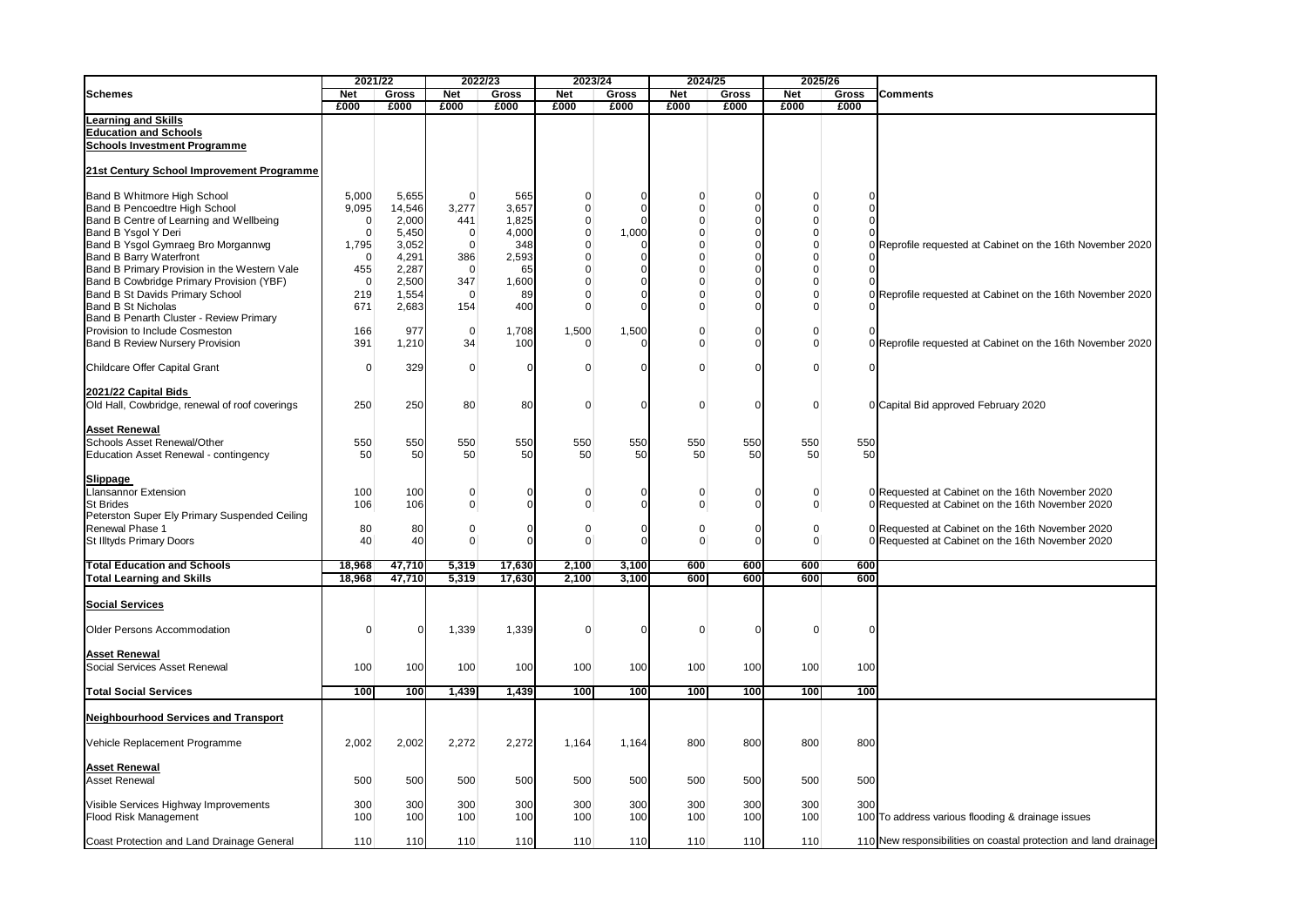| Schemes | 2021/22 | | 2022/23 | | 2023/24 | | 2024/25 | | 2025/26 | | Comments |
|---|---|---|---|---|---|---|---|---|---|---|---|
| | Net | Gross | Net | Gross | Net | Gross | Net | Gross | Net | Gross | |
| | £000 | £000 | £000 | £000 | £000 | £000 | £000 | £000 | £000 | £000 | |
| **Learning and Skills** | | | | | | | | | | | |
| **Education and Schools** | | | | | | | | | | | |
| **Schools Investment Programme** | | | | | | | | | | | |
| **21st Century School Improvement Programme** | | | | | | | | | | | |
| Band B Whitmore High School | 5,000 | 5,655 | 0 | 565 | 0 | 0 | 0 | 0 | 0 | 0 | |
| Band B Pencoedtre High School | 9,095 | 14,546 | 3,277 | 3,657 | 0 | 0 | 0 | 0 | 0 | 0 | |
| Band B Centre of Learning and Wellbeing | 0 | 2,000 | 441 | 1,825 | 0 | 0 | 0 | 0 | 0 | 0 | |
| Band B Ysgol Y Deri | 0 | 5,450 | 0 | 4,000 | 0 | 1,000 | 0 | 0 | 0 | 0 | |
| Band B Ysgol Gymraeg Bro Morgannwg | 1,795 | 3,052 | 0 | 348 | 0 | 0 | 0 | 0 | 0 | 0 | Reprofile requested at Cabinet on the 16th November 2020 |
| Band B Barry Waterfront | 0 | 4,291 | 386 | 2,593 | 0 | 0 | 0 | 0 | 0 | 0 | |
| Band B Primary Provision in the Western Vale | 455 | 2,287 | 0 | 65 | 0 | 0 | 0 | 0 | 0 | 0 | |
| Band B Cowbridge Primary Provision (YBF) | 0 | 2,500 | 347 | 1,600 | 0 | 0 | 0 | 0 | 0 | 0 | |
| Band B St Davids Primary School | 219 | 1,554 | 0 | 89 | 0 | 0 | 0 | 0 | 0 | 0 | Reprofile requested at Cabinet on the 16th November 2020 |
| Band B St Nicholas | 671 | 2,683 | 154 | 400 | 0 | 0 | 0 | 0 | 0 | 0 | |
| Band B Penarth Cluster - Review Primary Provision to Include Cosmeston | 166 | 977 | 0 | 1,708 | 1,500 | 1,500 | 0 | 0 | 0 | 0 | |
| Band B Review Nursery Provision | 391 | 1,210 | 34 | 100 | 0 | 0 | 0 | 0 | 0 | 0 | Reprofile requested at Cabinet on the 16th November 2020 |
| Childcare Offer Capital Grant | 0 | 329 | 0 | 0 | 0 | 0 | 0 | 0 | 0 | 0 | |
| **2021/22 Capital Bids** | | | | | | | | | | | |
| Old Hall, Cowbridge, renewal of roof coverings | 250 | 250 | 80 | 80 | 0 | 0 | 0 | 0 | 0 | 0 | Capital Bid approved February 2020 |
| **Asset Renewal** | | | | | | | | | | | |
| Schools Asset Renewal/Other | 550 | 550 | 550 | 550 | 550 | 550 | 550 | 550 | 550 | 550 | |
| Education Asset Renewal - contingency | 50 | 50 | 50 | 50 | 50 | 50 | 50 | 50 | 50 | 50 | |
| **Slippage** | | | | | | | | | | | |
| Llansannor Extension | 100 | 100 | 0 | 0 | 0 | 0 | 0 | 0 | 0 | 0 | Requested at Cabinet on the 16th November 2020 |
| St Brides | 106 | 106 | 0 | 0 | 0 | 0 | 0 | 0 | 0 | 0 | Requested at Cabinet on the 16th November 2020 |
| Peterston Super Ely Primary Suspended Ceiling Renewal Phase 1 | 80 | 80 | 0 | 0 | 0 | 0 | 0 | 0 | 0 | 0 | Requested at Cabinet on the 16th November 2020 |
| St Illtyds Primary Doors | 40 | 40 | 0 | 0 | 0 | 0 | 0 | 0 | 0 | 0 | Requested at Cabinet on the 16th November 2020 |
| **Total Education and Schools** | **18,968** | **47,710** | **5,319** | **17,630** | **2,100** | **3,100** | **600** | **600** | **600** | **600** | |
| **Total Learning and Skills** | **18,968** | **47,710** | **5,319** | **17,630** | **2,100** | **3,100** | **600** | **600** | **600** | **600** | |
| **Social Services** | | | | | | | | | | | |
| Older Persons Accommodation | 0 | 0 | 1,339 | 1,339 | 0 | 0 | 0 | 0 | 0 | 0 | |
| **Asset Renewal** | | | | | | | | | | | |
| Social Services Asset Renewal | 100 | 100 | 100 | 100 | 100 | 100 | 100 | 100 | 100 | 100 | |
| **Total Social Services** | **100** | **100** | **1,439** | **1,439** | **100** | **100** | **100** | **100** | **100** | **100** | |
| **Neighbourhood Services and Transport** | | | | | | | | | | | |
| Vehicle Replacement Programme | 2,002 | 2,002 | 2,272 | 2,272 | 1,164 | 1,164 | 800 | 800 | 800 | 800 | |
| **Asset Renewal** | | | | | | | | | | | |
| Asset Renewal | 500 | 500 | 500 | 500 | 500 | 500 | 500 | 500 | 500 | 500 | |
| Visible Services Highway Improvements | 300 | 300 | 300 | 300 | 300 | 300 | 300 | 300 | 300 | 300 | |
| Flood Risk Management | 100 | 100 | 100 | 100 | 100 | 100 | 100 | 100 | 100 | 100 | To address various flooding & drainage issues |
| Coast Protection and Land Drainage General | 110 | 110 | 110 | 110 | 110 | 110 | 110 | 110 | 110 | 110 | New responsibilities on coastal protection and land drainage |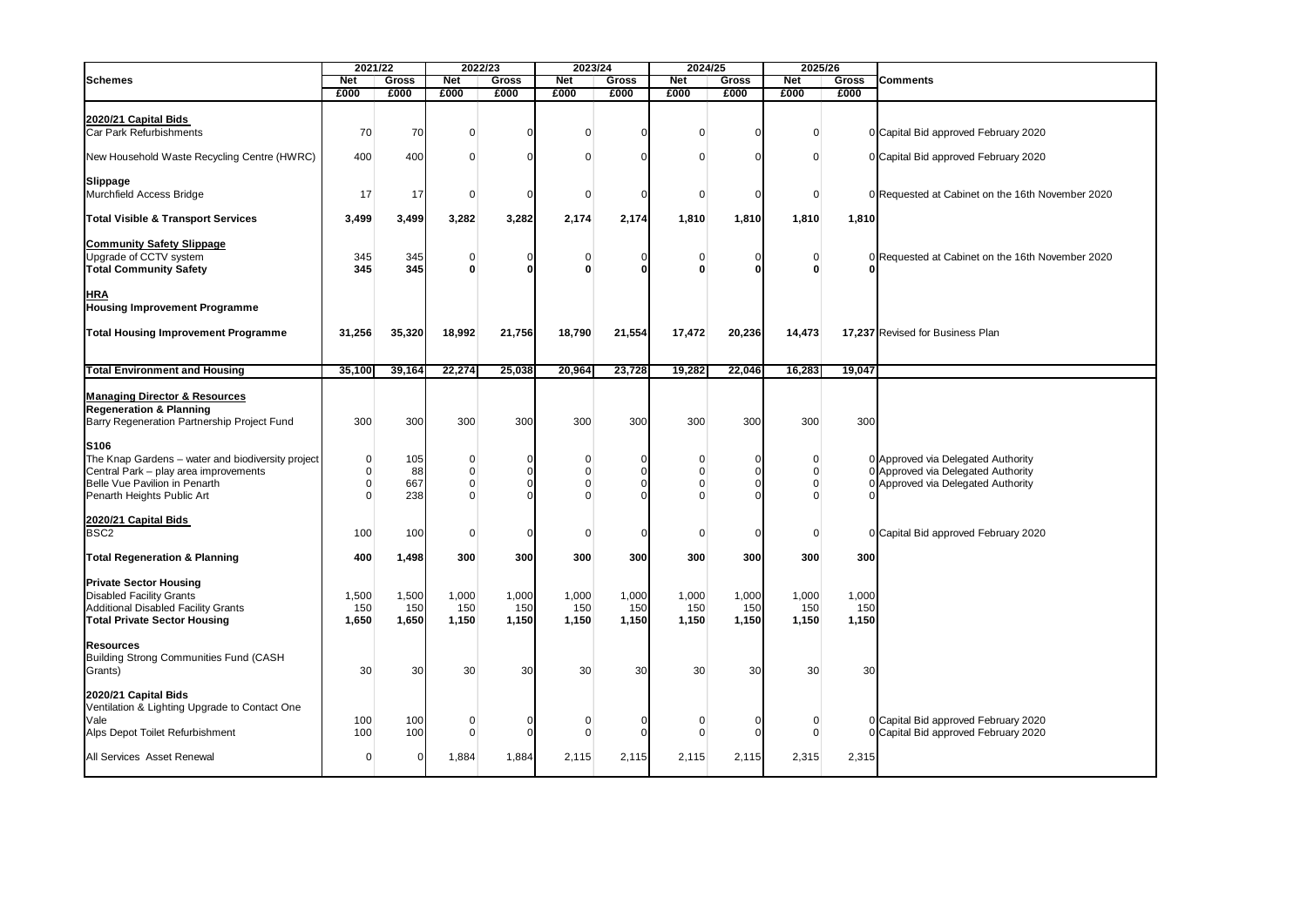| Schemes | 2021/22 | | 2022/23 | | 2023/24 | | 2024/25 | | 2025/26 | | Comments |
|---|---|---|---|---|---|---|---|---|---|---|---|
| | Net | Gross | Net | Gross | Net | Gross | Net | Gross | Net | Gross | |
| | £000 | £000 | £000 | £000 | £000 | £000 | £000 | £000 | £000 | £000 | |
| **2020/21 Capital Bids** | | | | | | | | | | | |
| Car Park Refurbishments | 70 | 70 | 0 | 0 | 0 | 0 | 0 | 0 | 0 | 0 | Capital Bid approved February 2020 |
| New Household Waste Recycling Centre (HWRC) | 400 | 400 | 0 | 0 | 0 | 0 | 0 | 0 | 0 | 0 | Capital Bid approved February 2020 |
| **Slippage** | | | | | | | | | | | |
| Murchfield Access Bridge | 17 | 17 | 0 | 0 | 0 | 0 | 0 | 0 | 0 | 0 | Requested at Cabinet on the 16th November 2020 |
| **Total Visible & Transport Services** | **3,499** | **3,499** | **3,282** | **3,282** | **2,174** | **2,174** | **1,810** | **1,810** | **1,810** | **1,810** | |
| **Community Safety Slippage** | | | | | | | | | | | |
| Upgrade of CCTV system | 345 | 345 | 0 | 0 | 0 | 0 | 0 | 0 | 0 | 0 | Requested at Cabinet on the 16th November 2020 |
| **Total Community Safety** | **345** | **345** | **0** | **0** | **0** | **0** | **0** | **0** | **0** | **0** | |
| **HRA** | | | | | | | | | | | |
| **Housing Improvement Programme** | | | | | | | | | | | |
| **Total Housing Improvement Programme** | **31,256** | **35,320** | **18,992** | **21,756** | **18,790** | **21,554** | **17,472** | **20,236** | **14,473** | **17,237** | Revised for Business Plan |
| **Total Environment and Housing** | **35,100** | **39,164** | **22,274** | **25,038** | **20,964** | **23,728** | **19,282** | **22,046** | **16,283** | **19,047** | |
| **Managing Director & Resources** | | | | | | | | | | | |
| **Regeneration & Planning** | | | | | | | | | | | |
| Barry Regeneration Partnership Project Fund | 300 | 300 | 300 | 300 | 300 | 300 | 300 | 300 | 300 | 300 | |
| **S106** | | | | | | | | | | | |
| The Knap Gardens – water and biodiversity project | 0 | 105 | 0 | 0 | 0 | 0 | 0 | 0 | 0 | 0 | Approved via Delegated Authority |
| Central Park – play area improvements | 0 | 88 | 0 | 0 | 0 | 0 | 0 | 0 | 0 | 0 | Approved via Delegated Authority |
| Belle Vue Pavilion in Penarth | 0 | 667 | 0 | 0 | 0 | 0 | 0 | 0 | 0 | 0 | Approved via Delegated Authority |
| Penarth Heights Public Art | 0 | 238 | 0 | 0 | 0 | 0 | 0 | 0 | 0 | 0 | |
| **2020/21 Capital Bids** | | | | | | | | | | | |
| BSC2 | 100 | 100 | 0 | 0 | 0 | 0 | 0 | 0 | 0 | 0 | Capital Bid approved February 2020 |
| **Total Regeneration & Planning** | **400** | **1,498** | **300** | **300** | **300** | **300** | **300** | **300** | **300** | **300** | |
| **Private Sector Housing** | | | | | | | | | | | |
| Disabled Facility Grants | 1,500 | 1,500 | 1,000 | 1,000 | 1,000 | 1,000 | 1,000 | 1,000 | 1,000 | 1,000 | |
| Additional Disabled Facility Grants | 150 | 150 | 150 | 150 | 150 | 150 | 150 | 150 | 150 | 150 | |
| **Total Private Sector Housing** | **1,650** | **1,650** | **1,150** | **1,150** | **1,150** | **1,150** | **1,150** | **1,150** | **1,150** | **1,150** | |
| **Resources** | | | | | | | | | | | |
| Building Strong Communities Fund (CASH Grants) | 30 | 30 | 30 | 30 | 30 | 30 | 30 | 30 | 30 | 30 | |
| **2020/21 Capital Bids** | | | | | | | | | | | |
| Ventilation & Lighting Upgrade to Contact One Vale | 100 | 100 | 0 | 0 | 0 | 0 | 0 | 0 | 0 | 0 | Capital Bid approved February 2020 |
| Alps Depot Toilet Refurbishment | 100 | 100 | 0 | 0 | 0 | 0 | 0 | 0 | 0 | 0 | Capital Bid approved February 2020 |
| All Services Asset Renewal | 0 | 0 | 1,884 | 1,884 | 2,115 | 2,115 | 2,115 | 2,115 | 2,315 | 2,315 | |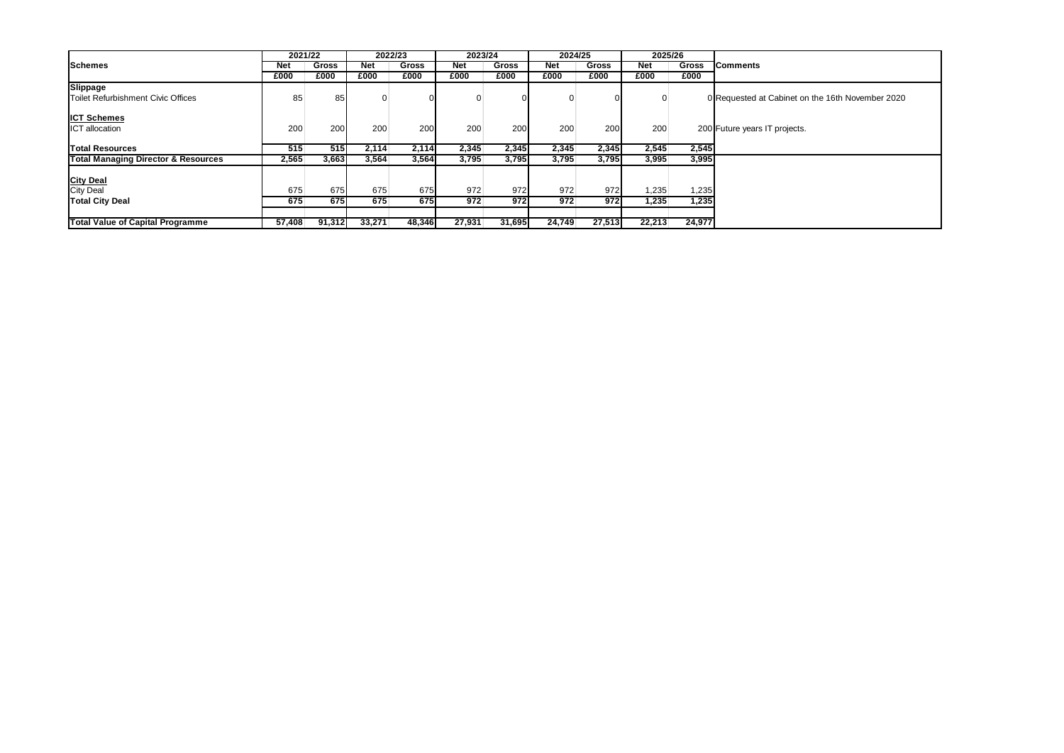| Schemes | 2021/22 | | 2022/23 | | 2023/24 | | 2024/25 | | 2025/26 | | Comments |
|---|---|---|---|---|---|---|---|---|---|---|---|
| | Net | Gross | Net | Gross | Net | Gross | Net | Gross | Net | Gross | |
| | £000 | £000 | £000 | £000 | £000 | £000 | £000 | £000 | £000 | £000 | |
| **Slippage** | | | | | | | | | | | |
| Toilet Refurbishment Civic Offices | 85 | 85 | 0 | 0 | 0 | 0 | 0 | 0 | 0 | 0 | Requested at Cabinet on the 16th November 2020 |
| **ICT Schemes** | | | | | | | | | | | |
| ICT allocation | 200 | 200 | 200 | 200 | 200 | 200 | 200 | 200 | 200 | 200 | Future years IT projects. |
| **Total Resources** | **515** | **515** | **2,114** | **2,114** | **2,345** | **2,345** | **2,345** | **2,345** | **2,545** | **2,545** | |
| **Total Managing Director & Resources** | **2,565** | **3,663** | **3,564** | **3,564** | **3,795** | **3,795** | **3,795** | **3,795** | **3,995** | **3,995** | |
| **City Deal** | | | | | | | | | | | |
| City Deal | 675 | 675 | 675 | 675 | 972 | 972 | 972 | 972 | 1,235 | 1,235 | |
| **Total City Deal** | **675** | **675** | **675** | **675** | **972** | **972** | **972** | **972** | **1,235** | **1,235** | |
| **Total Value of Capital Programme** | **57,408** | **91,312** | **33,271** | **48,346** | **27,931** | **31,695** | **24,749** | **27,513** | **22,213** | **24,977** | |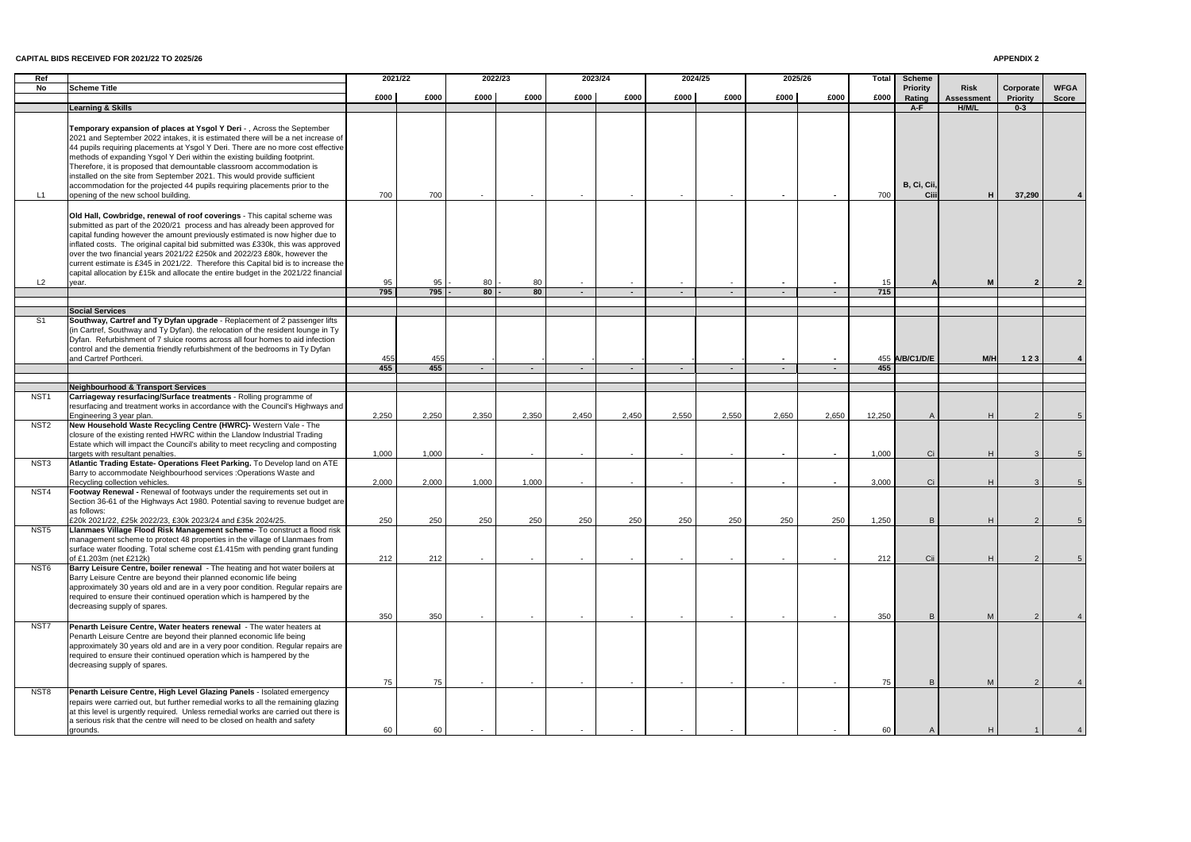**CAPITAL BIDS RECEIVED FOR 2021/22 TO 2025/26**

**APPENDIX 2**

| Ref No | Scheme Title | 2021/22 £000 | 2021/22 £000 | 2022/23 £000 | 2022/23 £000 | 2023/24 £000 | 2023/24 £000 | 2024/25 £000 | 2024/25 £000 | 2025/26 £000 | 2025/26 £000 | Total £000 | Scheme Priority Rating A-F | Risk Assessment H/M/L | Corporate Priority 0-3 | WFGA Score |
|---|---|---|---|---|---|---|---|---|---|---|---|---|---|---|---|---|
| | **Learning & Skills** | | | | | | | | | | | | | | | |
| L1 | **Temporary expansion of places at Ysgol Y Deri** - , Across the September 2021 and September 2022 intakes, it is estimated there will be a net increase of 44 pupils requiring placements at Ysgol Y Deri. There are no more cost effective methods of expanding Ysgol Y Deri within the existing building footprint. Therefore, it is proposed that demountable classroom accommodation is installed on the site from September 2021. This would provide sufficient accommodation for the projected 44 pupils requiring placements prior to the opening of the new school building. | 700 | 700 | - | - | - | - | - | - | - | - | 700 | B, Ci, Cii, Ciii | H | 37,290 | 4 |
| L2 | **Old Hall, Cowbridge, renewal of roof coverings** - This capital scheme was submitted as part of the 2020/21 process and has already been approved for capital funding however the amount previously estimated is now higher due to inflated costs. The original capital bid submitted was £330k, this was approved over the two financial years 2021/22 £250k and 2022/23 £80k, however the current estimate is £345 in 2021/22. Therefore this Capital bid is to increase the capital allocation by £15k and allocate the entire budget in the 2021/22 financial year. | 95 | 95 | - 80 | - 80 | - | - | - | - | - | - | 15 | A | M | 2 | 2 |
| | | **795** | **795** | **- 80** | **- 80** | **-** | **-** | **-** | **-** | **-** | **-** | **715** | | | | |
| | **Social Services** | | | | | | | | | | | | | | | |
| S1 | **Southway, Cartref and Ty Dyfan upgrade** - Replacement of 2 passenger lifts (in Cartref, Southway and Ty Dyfan). the relocation of the resident lounge in Ty Dyfan. Refurbishment of 7 sluice rooms across all four homes to aid infection control and the dementia friendly refurbishment of the bedrooms in Ty Dyfan and Cartref Porthceri. | 455 | 455 | | | | | | | - | - | 455 | A/B/C1/D/E | M/H | 1 2 3 | 4 |
| | | **455** | **455** | **-** | **-** | **-** | **-** | **-** | **-** | **-** | **-** | **455** | | | | |
| | **Neighbourhood & Transport Services** | | | | | | | | | | | | | | | |
| NST1 | **Carriageway resurfacing/Surface treatments** - Rolling programme of resurfacing and treatment works in accordance with the Council's Highways and Engineering 3 year plan. | 2,250 | 2,250 | 2,350 | 2,350 | 2,450 | 2,450 | 2,550 | 2,550 | 2,650 | 2,650 | 12,250 | A | H | 2 | 5 |
| NST2 | **New Household Waste Recycling Centre (HWRC)**- Western Vale - The closure of the existing rented HWRC within the Llandow Industrial Trading Estate which will impact the Council's ability to meet recycling and composting targets with resultant penalties. | 1,000 | 1,000 | - | - | - | - | - | - | - | - | 1,000 | Ci | H | 3 | 5 |
| NST3 | **Atlantic Trading Estate- Operations Fleet Parking.** To Develop land on ATE Barry to accommodate Neighbourhood services :Operations Waste and Recycling collection vehicles. | 2,000 | 2,000 | 1,000 | 1,000 | - | - | - | - | - | - | 3,000 | Ci | H | 3 | 5 |
| NST4 | **Footway Renewal** - Renewal of footways under the requirements set out in Section 36-61 of the Highways Act 1980. Potential saving to revenue budget are as follows: £20k 2021/22, £25k 2022/23, £30k 2023/24 and £35k 2024/25. | 250 | 250 | 250 | 250 | 250 | 250 | 250 | 250 | 250 | 250 | 1,250 | B | H | 2 | 5 |
| NST5 | **Llanmaes Village Flood Risk Management scheme**- To construct a flood risk management scheme to protect 48 properties in the village of Llanmaes from surface water flooding. Total scheme cost £1.415m with pending grant funding of £1.203m (net £212k) | 212 | 212 | - | - | - | - | - | - | - | - | 212 | Cii | H | 2 | 5 |
| NST6 | **Barry Leisure Centre, boiler renewal** - The heating and hot water boilers at Barry Leisure Centre are beyond their planned economic life being approximately 30 years old and are in a very poor condition. Regular repairs are required to ensure their continued operation which is hampered by the decreasing supply of spares. | 350 | 350 | - | - | - | - | - | - | - | - | 350 | B | M | 2 | 4 |
| NST7 | **Penarth Leisure Centre, Water heaters renewal** - The water heaters at Penarth Leisure Centre are beyond their planned economic life being approximately 30 years old and are in a very poor condition. Regular repairs are required to ensure their continued operation which is hampered by the decreasing supply of spares. | 75 | 75 | - | - | - | - | - | - | - | - | 75 | B | M | 2 | 4 |
| NST8 | **Penarth Leisure Centre, High Level Glazing Panels** - Isolated emergency repairs were carried out, but further remedial works to all the remaining glazing at this level is urgently required. Unless remedial works are carried out there is a serious risk that the centre will need to be closed on health and safety grounds. | 60 | 60 | - | - | - | - | - | - | | - | 60 | A | H | 1 | 4 |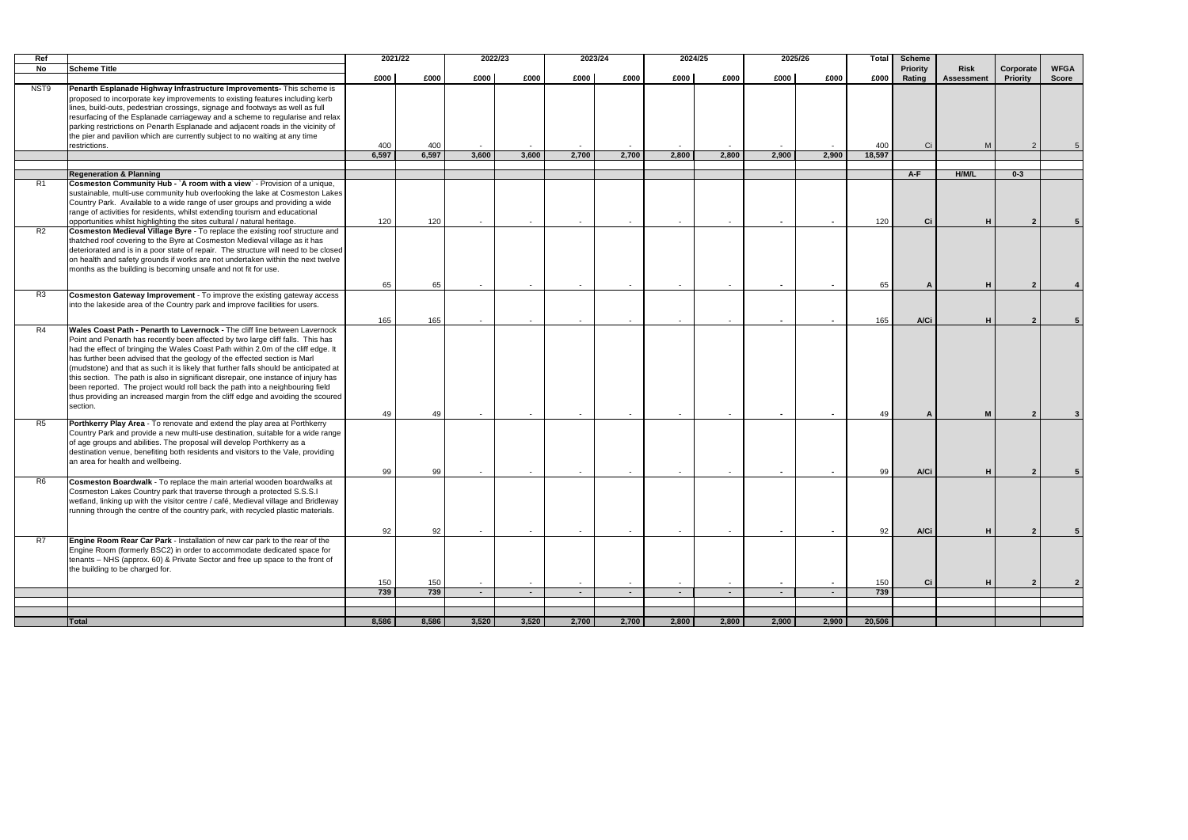| Ref | | 2021/22 | | 2022/23 | | 2023/24 | | 2024/25 | | 2025/26 | | Total | Scheme | | | |
|---|---|---|---|---|---|---|---|---|---|---|---|---|---|---|---|---|
| No | Scheme Title | £000 | £000 | £000 | £000 | £000 | £000 | £000 | £000 | £000 | £000 | £000 | Priority Rating | Risk Assessment | Corporate Priority | WFGA Score |
| NST9 | **Penarth Esplanade Highway Infrastructure Improvements-** This scheme is proposed to incorporate key improvements to existing features including kerb lines, build-outs, pedestrian crossings, signage and footways as well as full resurfacing of the Esplanade carriageway and a scheme to regularise and relax parking restrictions on Penarth Esplanade and adjacent roads in the vicinity of the pier and pavilion which are currently subject to no waiting at any time restrictions. | 400 | 400 | - | - | - | - | - | - | - | - | 400 | Ci | M | 2 | 5 |
| | | 6,597 | 6,597 | 3,600 | 3,600 | 2,700 | 2,700 | 2,800 | 2,800 | 2,900 | 2,900 | 18,597 | | | | |
| | | | | | | | | | | | | | | | | |
| | **Regeneration & Planning** | | | | | | | | | | | | A-F | H/M/L | 0-3 | |
| R1 | **Cosmeston Community Hub - `A room with a view`** - Provision of a unique, sustainable, multi-use community hub overlooking the lake at Cosmeston Lakes Country Park. Available to a wide range of user groups and providing a wide range of activities for residents, whilst extending tourism and educational opportunities whilst highlighting the sites cultural / natural heritage. | 120 | 120 | - | - | - | - | - | - | - | - | 120 | Ci | H | 2 | 5 |
| R2 | **Cosmeston Medieval Village Byre** - To replace the existing roof structure and thatched roof covering to the Byre at Cosmeston Medieval village as it has deteriorated and is in a poor state of repair. The structure will need to be closed on health and safety grounds if works are not undertaken within the next twelve months as the building is becoming unsafe and not fit for use. | 65 | 65 | - | - | - | - | - | - | - | - | 65 | A | H | 2 | 4 |
| R3 | **Cosmeston Gateway Improvement** - To improve the existing gateway access into the lakeside area of the Country park and improve facilities for users. | 165 | 165 | - | - | - | - | - | - | - | - | 165 | A/Ci | H | 2 | 5 |
| R4 | **Wales Coast Path - Penarth to Lavernock -** The cliff line between Lavernock Point and Penarth has recently been affected by two large cliff falls. This has had the effect of bringing the Wales Coast Path within 2.0m of the cliff edge. It has further been advised that the geology of the effected section is Marl (mudstone) and that as such it is likely that further falls should be anticipated at this section. The path is also in significant disrepair, one instance of injury has been reported. The project would roll back the path into a neighbouring field thus providing an increased margin from the cliff edge and avoiding the scoured section. | 49 | 49 | - | - | - | - | - | - | - | - | 49 | A | M | 2 | 3 |
| R5 | **Porthkerry Play Area** - To renovate and extend the play area at Porthkerry Country Park and provide a new multi-use destination, suitable for a wide range of age groups and abilities. The proposal will develop Porthkerry as a destination venue, benefiting both residents and visitors to the Vale, providing an area for health and wellbeing. | 99 | 99 | - | - | - | - | - | - | - | - | 99 | A/Ci | H | 2 | 5 |
| R6 | **Cosmeston Boardwalk** - To replace the main arterial wooden boardwalks at Cosmeston Lakes Country park that traverse through a protected S.S.S.I wetland, linking up with the visitor centre / café, Medieval village and Bridleway running through the centre of the country park, with recycled plastic materials. | 92 | 92 | - | - | - | - | - | - | - | - | 92 | A/Ci | H | 2 | 5 |
| R7 | **Engine Room Rear Car Park** - Installation of new car park to the rear of the Engine Room (formerly BSC2) in order to accommodate dedicated space for tenants – NHS (approx. 60) & Private Sector and free up space to the front of the building to be charged for. | 150 | 150 | - | - | - | - | - | - | - | - | 150 | Ci | H | 2 | 2 |
| | | 739 | 739 | - | - | - | - | - | - | - | - | 739 | | | | |
| | | | | | | | | | | | | | | | | |
| | **Total** | 8,586 | 8,586 | 3,520 | 3,520 | 2,700 | 2,700 | 2,800 | 2,800 | 2,900 | 2,900 | 20,506 | | | | |